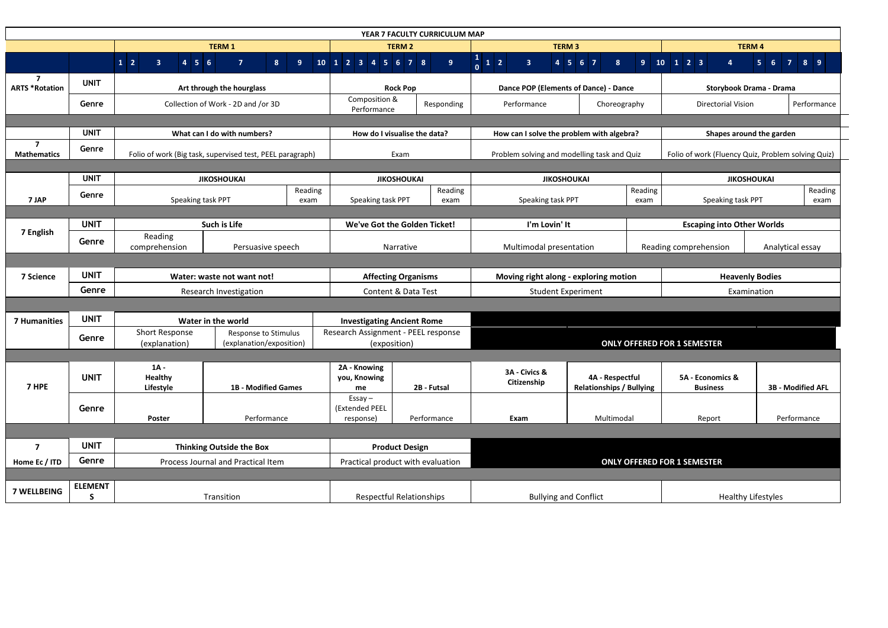# YEAR 7 FACULTY CURRICULUM MAP

| Subject | | TERM 1 | TERM 2 | TERM 3 | TERM 4 |
|---|---|---|---|---|---|
| | | Weeks 1–10 | Weeks 1–9 | Weeks 10, 1–10 | Weeks 1–9 |
| 7 ARTS *Rotation | UNIT | Art through the hourglass | Rock Pop | Dance POP (Elements of Dance) - Dance | Storybook Drama - Drama |
| | Genre | Collection of Work - 2D and /or 3D | Composition & Performance; Responding | Performance; Choreography | Directorial Vision; Performance |
| 7 Mathematics | UNIT | What can I do with numbers? | How do I visualise the data? | How can I solve the problem with algebra? | Shapes around the garden |
| | Genre | Folio of work (Big task, supervised test, PEEL paragraph) | Exam | Problem solving and modelling task and Quiz | Folio of work (Fluency Quiz, Problem solving Quiz) |
| 7 JAP | UNIT | JIKOSHOUKAI | JIKOSHOUKAI | JIKOSHOUKAI | JIKOSHOUKAI |
| | Genre | Speaking task PPT; Reading exam | Speaking task PPT; Reading exam | Speaking task PPT; Reading exam | Speaking task PPT; Reading exam |
| 7 English | UNIT | Such is Life | We've Got the Golden Ticket! | I'm Lovin' It | Escaping into Other Worlds |
| | Genre | Reading comprehension; Persuasive speech | Narrative | Multimodal presentation | Reading comprehension; Analytical essay |
| 7 Science | UNIT | Water: waste not want not! | Affecting Organisms | Moving right along - exploring motion | Heavenly Bodies |
| | Genre | Research Investigation | Content & Data Test | Student Experiment | Examination |
| 7 Humanities | UNIT | Water in the world | Investigating Ancient Rome | ONLY OFFERED FOR 1 SEMESTER | |
| | Genre | Short Response (explanation); Response to Stimulus (explanation/exposition) | Research Assignment - PEEL response (exposition) | | |
| 7 HPE | UNIT | 1A - Healthy Lifestyle; 1B - Modified Games | 2A - Knowing you, Knowing me; 2B - Futsal | 3A - Civics & Citizenship; 4A - Respectful Relationships / Bullying | 5A - Economics & Business; 3B - Modified AFL |
| | Genre | Poster; Performance | Essay – (Extended PEEL response); Performance | Exam; Multimodal | Report; Performance |
| 7 Home Ec / ITD | UNIT | Thinking Outside the Box | Product Design | ONLY OFFERED FOR 1 SEMESTER | |
| | Genre | Process Journal and Practical Item | Practical product with evaluation | | |
| 7 WELLBEING | ELEMENTS | Transition | Respectful Relationships | Bullying and Conflict | Healthy Lifestyles |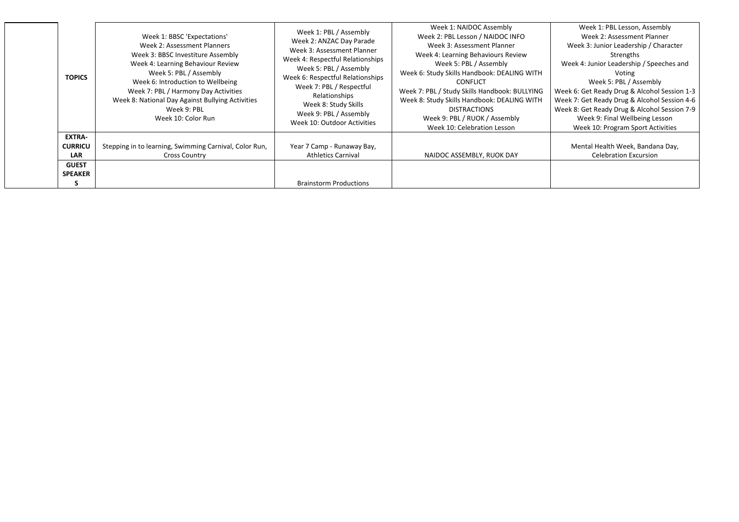| | | | | | |
|---|---|---|---|---|---|
| | **TOPICS** | Week 1: BBSC 'Expectations'<br>Week 2: Assessment Planners<br>Week 3: BBSC Investiture Assembly<br>Week 4: Learning Behaviour Review<br>Week 5: PBL / Assembly<br>Week 6: Introduction to Wellbeing<br>Week 7: PBL / Harmony Day Activities<br>Week 8: National Day Against Bullying Activities<br>Week 9: PBL<br>Week 10: Color Run | Week 1: PBL / Assembly<br>Week 2: ANZAC Day Parade<br>Week 3: Assessment Planner<br>Week 4: Respectful Relationships<br>Week 5: PBL / Assembly<br>Week 6: Respectful Relationships<br>Week 7: PBL / Respectful Relationships<br>Week 8: Study Skills<br>Week 9: PBL / Assembly<br>Week 10: Outdoor Activities | Week 1: NAIDOC Assembly<br>Week 2: PBL Lesson / NAIDOC INFO<br>Week 3: Assessment Planner<br>Week 4: Learning Behaviours Review<br>Week 5: PBL / Assembly<br>Week 6: Study Skills Handbook: DEALING WITH CONFLICT<br>Week 7: PBL / Study Skills Handbook: BULLYING<br>Week 8: Study Skills Handbook: DEALING WITH DISTRACTIONS<br>Week 9: PBL / RUOK / Assembly<br>Week 10: Celebration Lesson | Week 1: PBL Lesson, Assembly<br>Week 2: Assessment Planner<br>Week 3: Junior Leadership / Character Strengths<br>Week 4: Junior Leadership / Speeches and Voting<br>Week 5: PBL / Assembly<br>Week 6: Get Ready Drug & Alcohol Session 1-3<br>Week 7: Get Ready Drug & Alcohol Session 4-6<br>Week 8: Get Ready Drug & Alcohol Session 7-9<br>Week 9: Final Wellbeing Lesson<br>Week 10: Program Sport Activities |
| | **EXTRA-CURRICULAR** | Stepping in to learning, Swimming Carnival, Color Run, Cross Country | Year 7 Camp - Runaway Bay, Athletics Carnival | NAIDOC ASSEMBLY, RUOK DAY | Mental Health Week, Bandana Day, Celebration Excursion |
| | **GUEST SPEAKERS** | | Brainstorm Productions | | |